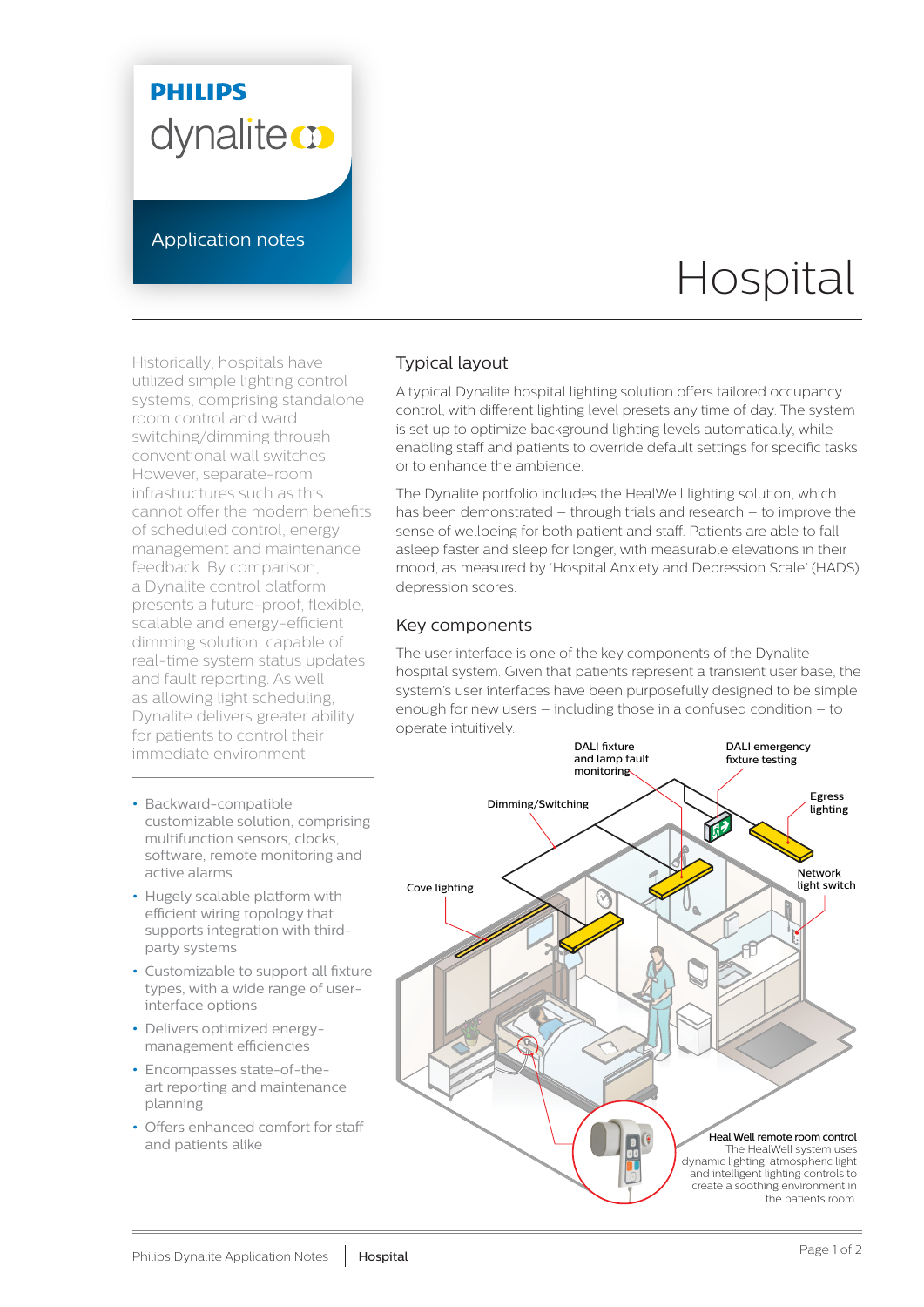PHILIPS

dynalite

Application notes

# Hospital

Historically, hospitals have utilized simple lighting control systems, comprising standalone room control and ward switching/dimming through conventional wall switches. However, separate-room infrastructures such as this cannot offer the modern benefits of scheduled control, energy management and maintenance feedback. By comparison, a Dynalite control platform presents a future-proof, flexible, scalable and energy-efficient dimming solution, capable of real-time system status updates and fault reporting. As well as allowing light scheduling, Dynalite delivers greater ability for patients to control their immediate environment.

- Backward-compatible customizable solution, comprising multifunction sensors, clocks, software, remote monitoring and active alarms
- Hugely scalable platform with efficient wiring topology that supports integration with third-party systems
- Customizable to support all fixture types, with a wide range of user-interface options
- Delivers optimized energy-management efficiencies
- Encompasses state-of-the-art reporting and maintenance planning
- Offers enhanced comfort for staff and patients alike

## Typical layout

A typical Dynalite hospital lighting solution offers tailored occupancy control, with different lighting level presets any time of day. The system is set up to optimize background lighting levels automatically, while enabling staff and patients to override default settings for specific tasks or to enhance the ambience.

The Dynalite portfolio includes the HealWell lighting solution, which has been demonstrated – through trials and research – to improve the sense of wellbeing for both patient and staff. Patients are able to fall asleep faster and sleep for longer, with measurable elevations in their mood, as measured by 'Hospital Anxiety and Depression Scale' (HADS) depression scores.

## Key components

The user interface is one of the key components of the Dynalite hospital system. Given that patients represent a transient user base, the system's user interfaces have been purposefully designed to be simple enough for new users – including those in a confused condition – to operate intuitively.

DALI fixture and lamp fault monitoring

DALI emergency fixture testing

Dimming/Switching

Egress lighting

Network light switch

Cove lighting

**Heal Well remote room control**
The HealWell system uses dynamic lighting, atmospheric light and intelligent lighting controls to create a soothing environment in the patients room.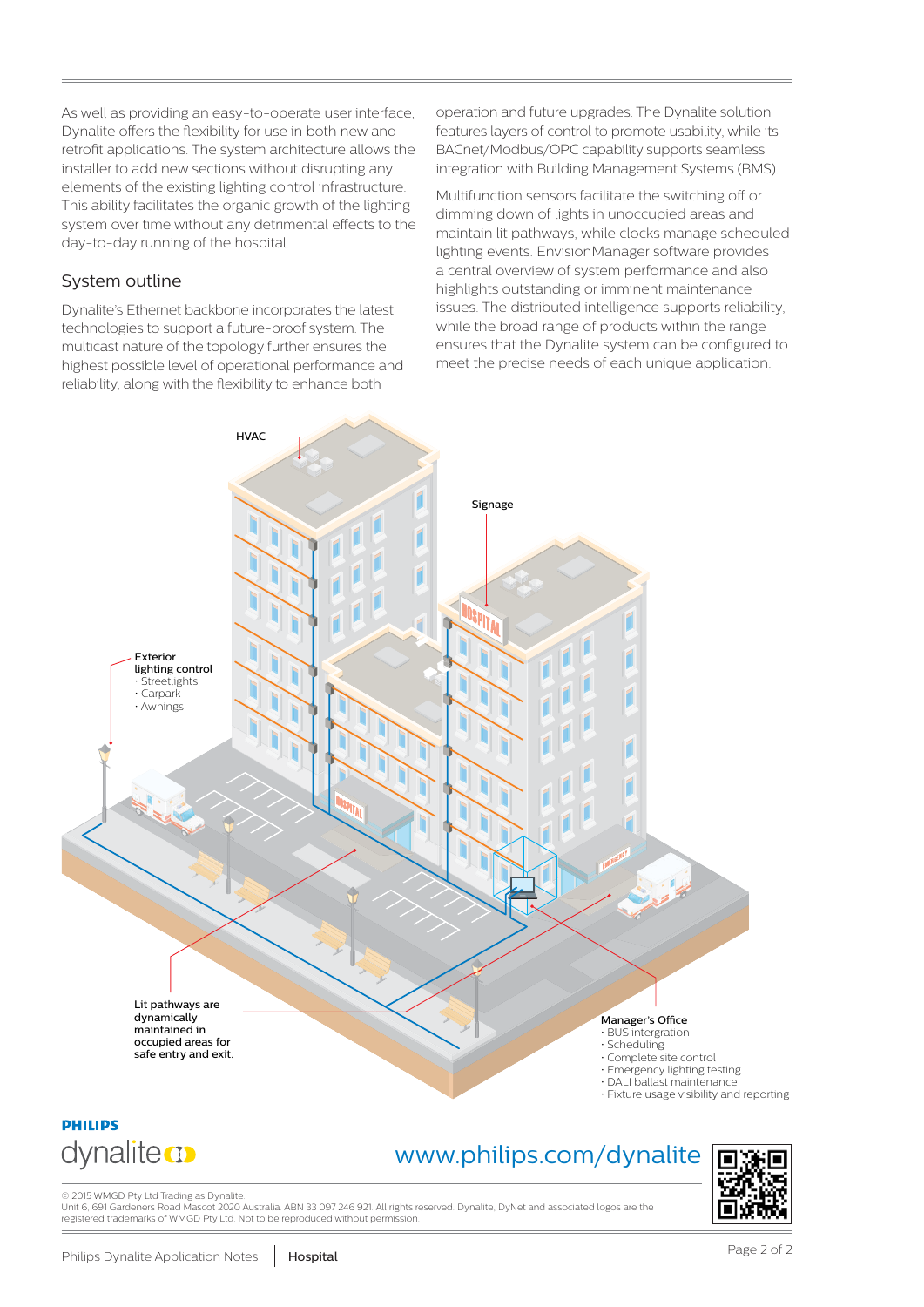As well as providing an easy-to-operate user interface, Dynalite offers the flexibility for use in both new and retrofit applications. The system architecture allows the installer to add new sections without disrupting any elements of the existing lighting control infrastructure. This ability facilitates the organic growth of the lighting system over time without any detrimental effects to the day-to-day running of the hospital.

## System outline

Dynalite's Ethernet backbone incorporates the latest technologies to support a future-proof system. The multicast nature of the topology further ensures the highest possible level of operational performance and reliability, along with the flexibility to enhance both operation and future upgrades. The Dynalite solution features layers of control to promote usability, while its BACnet/Modbus/OPC capability supports seamless integration with Building Management Systems (BMS).

Multifunction sensors facilitate the switching off or dimming down of lights in unoccupied areas and maintain lit pathways, while clocks manage scheduled lighting events. EnvisionManager software provides a central overview of system performance and also highlights outstanding or imminent maintenance issues. The distributed intelligence supports reliability, while the broad range of products within the range ensures that the Dynalite system can be configured to meet the precise needs of each unique application.

HVAC

Signage

**Exterior lighting control**
- Streetlights
- Carpark
- Awnings

**Lit pathways are dynamically maintained in occupied areas for safe entry and exit.**

**Manager's Office**
- BUS intergration
- Scheduling
- Complete site control
- Emergency lighting testing
- DALI ballast maintenance
- Fixture usage visibility and reporting

PHILIPS dynalite

www.philips.com/dynalite

© 2015 WMGD Pty Ltd Trading as Dynalite.
Unit 6, 691 Gardeners Road Mascot 2020 Australia. ABN 33 097 246 921. All rights reserved. Dynalite, DyNet and associated logos are the registered trademarks of WMGD Pty Ltd. Not to be reproduced without permission.